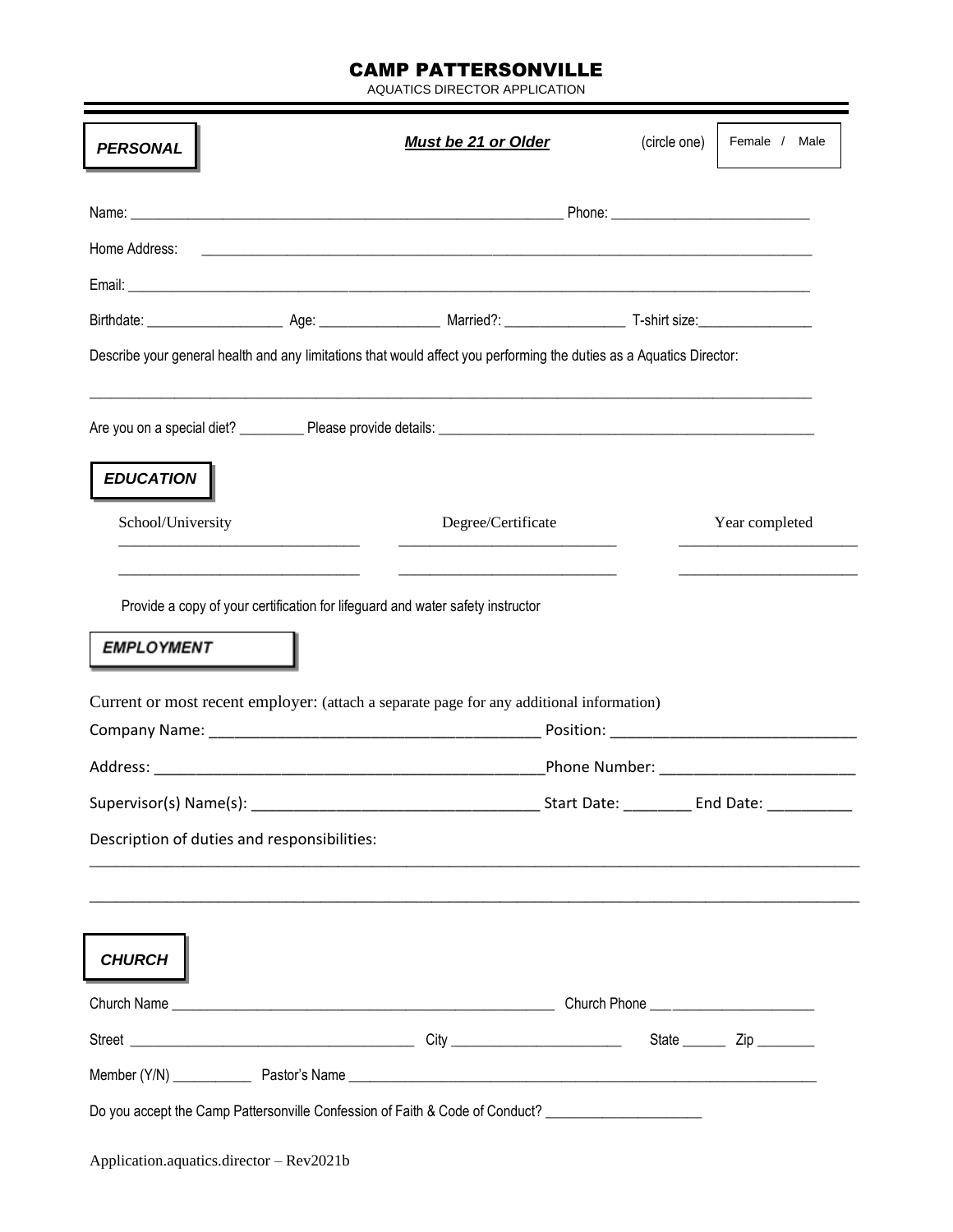# CAMP PATTERSONVILLE

AQUATICS DIRECTOR APPLICATION

---

***PERSONAL*** ***Must be 21 or Older*** (circle one) Female / Male

Name: ______________________________________________ Phone: ______________________

Home Address: ______________________________________________________________

Email: ______________________________________________________________________

Birthdate: ________________ Age: ______________ Married?: ______________ T-shirt size: ______________

Describe your general health and any limitations that would affect you performing the duties as a Aquatics Director:

______________________________________________________________________

Are you on a special diet? ________ Please provide details: ________________________________________

***EDUCATION***

| School/University | Degree/Certificate | Year completed |
|---|---|---|
| ______________________ | ______________________ | ______________________ |
| ______________________ | ______________________ | ______________________ |

Provide a copy of your certification for lifeguard and water safety instructor

***EMPLOYMENT***

Current or most recent employer: (attach a separate page for any additional information)

Company Name: ________________________________ Position: ________________________

Address: ______________________________________ Phone Number: ____________________

Supervisor(s) Name(s): ____________________________ Start Date: ________ End Date: __________

Description of duties and responsibilities:

______________________________________________________________________

______________________________________________________________________

***CHURCH***

Church Name ____________________________________________ Church Phone ____________________

Street ________________________________ City ____________________ State ______ Zip ________

Member (Y/N) __________ Pastor's Name ____________________________________________________

Do you accept the Camp Pattersonville Confession of Faith & Code of Conduct? ____________________

Application.aquatics.director – Rev2021b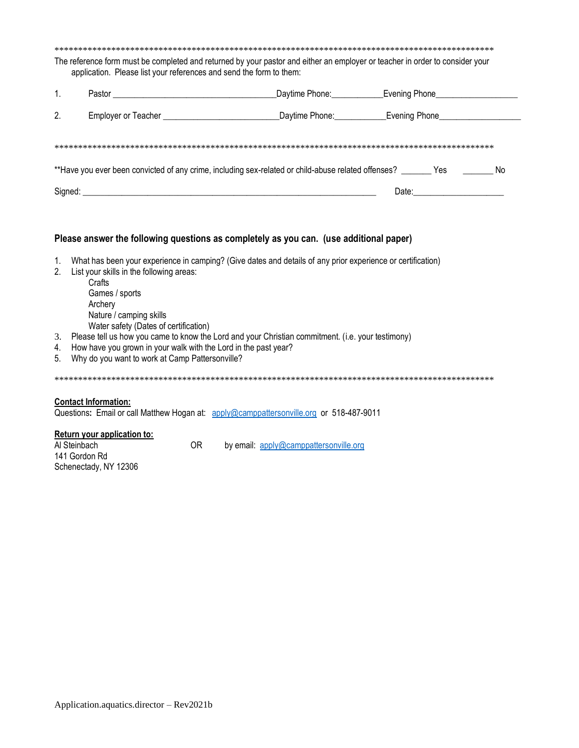\*\*\*\*\*\*\*\*\*\*\*\*\*\*\*\*\*\*\*\*\*\*\*\*\*\*\*\*\*\*\*\*\*\*\*\*\*\*\*\*\*\*\*\*\*\*\*\*\*\*\*\*\*\*\*\*\*\*\*\*\*\*\*\*\*\*\*\*\*\*\*\*\*\*\*\*\*\*\*\*\*\*\*\*\*\*\*\*\*\*\*\*\*\*

The reference form must be completed and returned by your pastor and either an employer or teacher in order to consider your application. Please list your references and send the form to them:

1. Pastor ___________________________________Daytime Phone:___________Evening Phone__________________
2. Employer or Teacher __________________________Daytime Phone:___________Evening Phone__________________

\*\*\*\*\*\*\*\*\*\*\*\*\*\*\*\*\*\*\*\*\*\*\*\*\*\*\*\*\*\*\*\*\*\*\*\*\*\*\*\*\*\*\*\*\*\*\*\*\*\*\*\*\*\*\*\*\*\*\*\*\*\*\*\*\*\*\*\*\*\*\*\*\*\*\*\*\*\*\*\*\*\*\*\*\*\*\*\*\*\*\*\*\*\*

\*\*Have you ever been convicted of any crime, including sex-related or child-abuse related offenses? _______ Yes _______ No

Signed: ____________________________________________________________________ Date:_____________________

**Please answer the following questions as completely as you can. (use additional paper)**

1. What has been your experience in camping? (Give dates and details of any prior experience or certification)
2. List your skills in the following areas:
   - Crafts
   - Games / sports
   - Archery
   - Nature / camping skills
   - Water safety (Dates of certification)
3. Please tell us how you came to know the Lord and your Christian commitment. (i.e. your testimony)
4. How have you grown in your walk with the Lord in the past year?
5. Why do you want to work at Camp Pattersonville?

\*\*\*\*\*\*\*\*\*\*\*\*\*\*\*\*\*\*\*\*\*\*\*\*\*\*\*\*\*\*\*\*\*\*\*\*\*\*\*\*\*\*\*\*\*\*\*\*\*\*\*\*\*\*\*\*\*\*\*\*\*\*\*\*\*\*\*\*\*\*\*\*\*\*\*\*\*\*\*\*\*\*\*\*\*\*\*\*\*\*\*\*\*\*

**Contact Information:**

Questions**:** Email or call Matthew Hogan at: apply@camppattersonville.org or 518-487-9011

**Return your application to:**

Al Steinbach
141 Gordon Rd
Schenectady, NY 12306

OR by email: apply@camppattersonville.org

Application.aquatics.director – Rev2021b